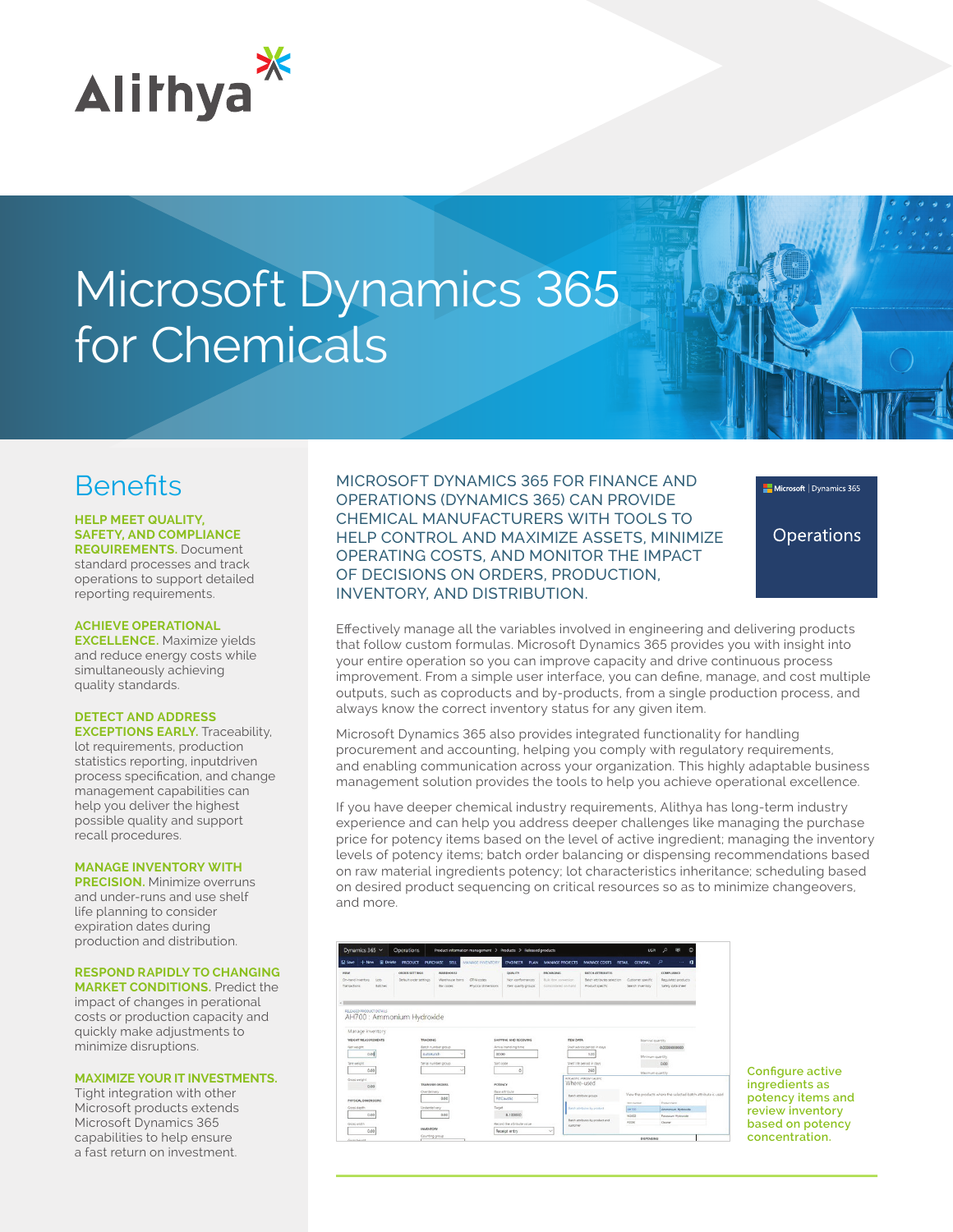# Microsoft Dynamics 365 for Chemicals

## Benefits

**HELP MEET QUALITY, SAFETY, AND COMPLIANCE REQUIREMENTS.** Document standard processes and track operations to support detailed reporting requirements.

**ACHIEVE OPERATIONAL EXCELLENCE.** Maximize yields and reduce energy costs while simultaneously achieving quality standards.

**DETECT AND ADDRESS EXCEPTIONS EARLY.** Traceability, lot requirements, production statistics reporting, inputdriven process specification, and change management capabilities can help you deliver the highest possible quality and support recall procedures.

**MANAGE INVENTORY WITH PRECISION.** Minimize overruns and under-runs and use shelf life planning to consider expiration dates during production and distribution.

**RESPOND RAPIDLY TO CHANGING MARKET CONDITIONS.** Predict the impact of changes in perational costs or production capacity and quickly make adjustments to minimize disruptions.

**MAXIMIZE YOUR IT INVESTMENTS.** Tight integration with other Microsoft products extends Microsoft Dynamics 365 capabilities to help ensure a fast return on investment.

MICROSOFT DYNAMICS 365 FOR FINANCE AND OPERATIONS (DYNAMICS 365) CAN PROVIDE CHEMICAL MANUFACTURERS WITH TOOLS TO HELP CONTROL AND MAXIMIZE ASSETS, MINIMIZE OPERATING COSTS, AND MONITOR THE IMPACT OF DECISIONS ON ORDERS, PRODUCTION, INVENTORY, AND DISTRIBUTION.

Microsoft | Dynamics 365

Operations

Effectively manage all the variables involved in engineering and delivering products that follow custom formulas. Microsoft Dynamics 365 provides you with insight into your entire operation so you can improve capacity and drive continuous process improvement. From a simple user interface, you can define, manage, and cost multiple outputs, such as coproducts and by-products, from a single production process, and always know the correct inventory status for any given item.

Microsoft Dynamics 365 also provides integrated functionality for handling procurement and accounting, helping you comply with regulatory requirements, and enabling communication across your organization. This highly adaptable business management solution provides the tools to help you achieve operational excellence.

If you have deeper chemical industry requirements, Alithya has long-term industry experience and can help you address deeper challenges like managing the purchase price for potency items based on the level of active ingredient; managing the inventory levels of potency items; batch order balancing or dispensing recommendations based on raw material ingredients potency; lot characteristics inheritance; scheduling based on desired product sequencing on critical resources so as to minimize changeovers, and more.

Configure active ingredients as potency items and review inventory based on potency concentration.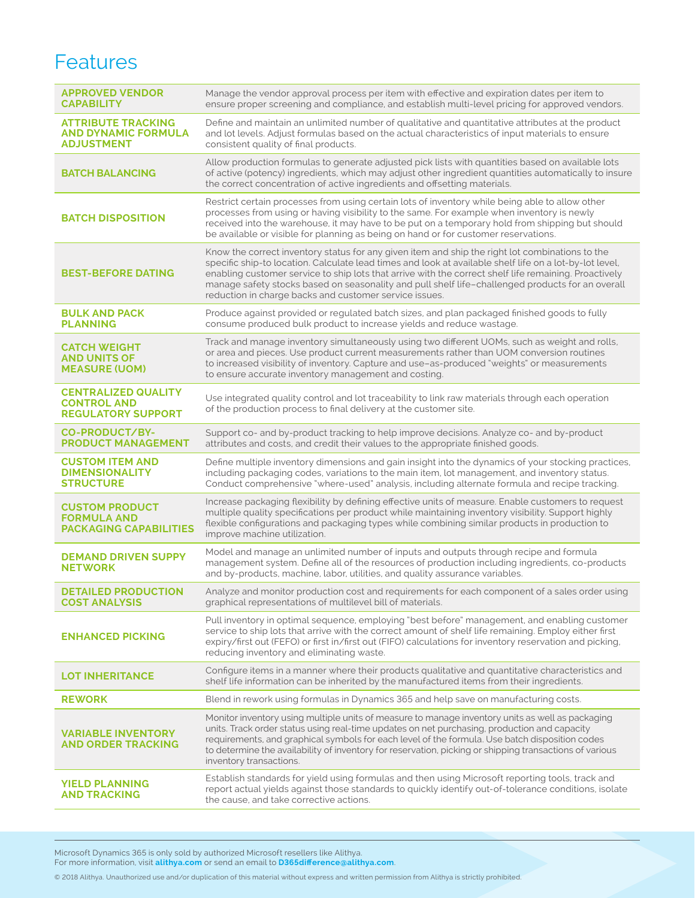# Features

| | |
|---|---|
| **APPROVED VENDOR CAPABILITY** | Manage the vendor approval process per item with effective and expiration dates per item to ensure proper screening and compliance, and establish multi-level pricing for approved vendors. |
| **ATTRIBUTE TRACKING AND DYNAMIC FORMULA ADJUSTMENT** | Define and maintain an unlimited number of qualitative and quantitative attributes at the product and lot levels. Adjust formulas based on the actual characteristics of input materials to ensure consistent quality of final products. |
| **BATCH BALANCING** | Allow production formulas to generate adjusted pick lists with quantities based on available lots of active (potency) ingredients, which may adjust other ingredient quantities automatically to insure the correct concentration of active ingredients and offsetting materials. |
| **BATCH DISPOSITION** | Restrict certain processes from using certain lots of inventory while being able to allow other processes from using or having visibility to the same. For example when inventory is newly received into the warehouse, it may have to be put on a temporary hold from shipping but should be available or visible for planning as being on hand or for customer reservations. |
| **BEST-BEFORE DATING** | Know the correct inventory status for any given item and ship the right lot combinations to the specific ship-to location. Calculate lead times and look at available shelf life on a lot-by-lot level, enabling customer service to ship lots that arrive with the correct shelf life remaining. Proactively manage safety stocks based on seasonality and pull shelf life–challenged products for an overall reduction in charge backs and customer service issues. |
| **BULK AND PACK PLANNING** | Produce against provided or regulated batch sizes, and plan packaged finished goods to fully consume produced bulk product to increase yields and reduce wastage. |
| **CATCH WEIGHT AND UNITS OF MEASURE (UOM)** | Track and manage inventory simultaneously using two different UOMs, such as weight and rolls, or area and pieces. Use product current measurements rather than UOM conversion routines to increased visibility of inventory. Capture and use–as-produced "weights" or measurements to ensure accurate inventory management and costing. |
| **CENTRALIZED QUALITY CONTROL AND REGULATORY SUPPORT** | Use integrated quality control and lot traceability to link raw materials through each operation of the production process to final delivery at the customer site. |
| **CO-PRODUCT/BY-PRODUCT MANAGEMENT** | Support co- and by-product tracking to help improve decisions. Analyze co- and by-product attributes and costs, and credit their values to the appropriate finished goods. |
| **CUSTOM ITEM AND DIMENSIONALITY STRUCTURE** | Define multiple inventory dimensions and gain insight into the dynamics of your stocking practices, including packaging codes, variations to the main item, lot management, and inventory status. Conduct comprehensive "where-used" analysis, including alternate formula and recipe tracking. |
| **CUSTOM PRODUCT FORMULA AND PACKAGING CAPABILITIES** | Increase packaging flexibility by defining effective units of measure. Enable customers to request multiple quality specifications per product while maintaining inventory visibility. Support highly flexible configurations and packaging types while combining similar products in production to improve machine utilization. |
| **DEMAND DRIVEN SUPPY NETWORK** | Model and manage an unlimited number of inputs and outputs through recipe and formula management system. Define all of the resources of production including ingredients, co-products and by-products, machine, labor, utilities, and quality assurance variables. |
| **DETAILED PRODUCTION COST ANALYSIS** | Analyze and monitor production cost and requirements for each component of a sales order using graphical representations of multilevel bill of materials. |
| **ENHANCED PICKING** | Pull inventory in optimal sequence, employing "best before" management, and enabling customer service to ship lots that arrive with the correct amount of shelf life remaining. Employ either first expiry/first out (FEFO) or first in/first out (FIFO) calculations for inventory reservation and picking, reducing inventory and eliminating waste. |
| **LOT INHERITANCE** | Configure items in a manner where their products qualitative and quantitative characteristics and shelf life information can be inherited by the manufactured items from their ingredients. |
| **REWORK** | Blend in rework using formulas in Dynamics 365 and help save on manufacturing costs. |
| **VARIABLE INVENTORY AND ORDER TRACKING** | Monitor inventory using multiple units of measure to manage inventory units as well as packaging units. Track order status using real-time updates on net purchasing, production and capacity requirements, and graphical symbols for each level of the formula. Use batch disposition codes to determine the availability of inventory for reservation, picking or shipping transactions of various inventory transactions. |
| **YIELD PLANNING AND TRACKING** | Establish standards for yield using formulas and then using Microsoft reporting tools, track and report actual yields against those standards to quickly identify out-of-tolerance conditions, isolate the cause, and take corrective actions. |

Microsoft Dynamics 365 is only sold by authorized Microsoft resellers like Alithya.
For more information, visit **alithya.com** or send an email to **D365difference@alithya.com**.

© 2018 Alithya. Unauthorized use and/or duplication of this material without express and written permission from Alithya is strictly prohibited.